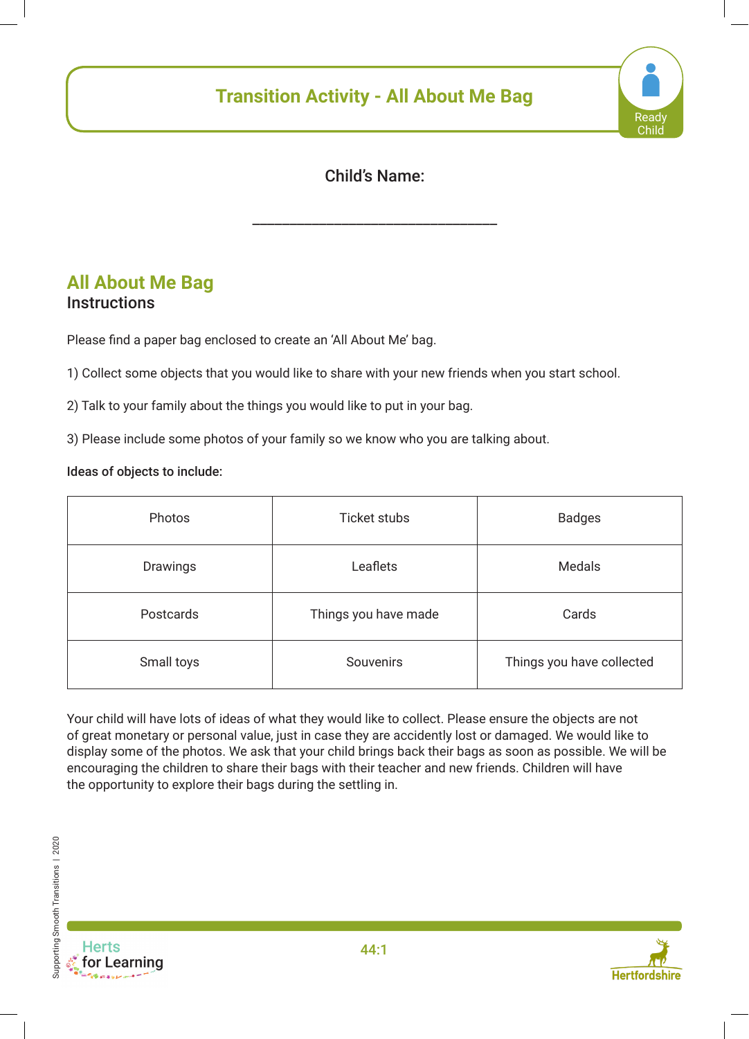# Transition Activity - All About Me Bag

Ready Child

Child's Name:

_________________________________

## All About Me Bag

### Instructions

Please find a paper bag enclosed to create an 'All About Me' bag.

1) Collect some objects that you would like to share with your new friends when you start school.

2) Talk to your family about the things you would like to put in your bag.

3) Please include some photos of your family so we know who you are talking about.

**Ideas of objects to include:**

| | | |
|---|---|---|
| Photos | Ticket stubs | Badges |
| Drawings | Leaflets | Medals |
| Postcards | Things you have made | Cards |
| Small toys | Souvenirs | Things you have collected |

Your child will have lots of ideas of what they would like to collect. Please ensure the objects are not of great monetary or personal value, just in case they are accidently lost or damaged. We would like to display some of the photos. We ask that your child brings back their bags as soon as possible. We will be encouraging the children to share their bags with their teacher and new friends. Children will have the opportunity to explore their bags during the settling in.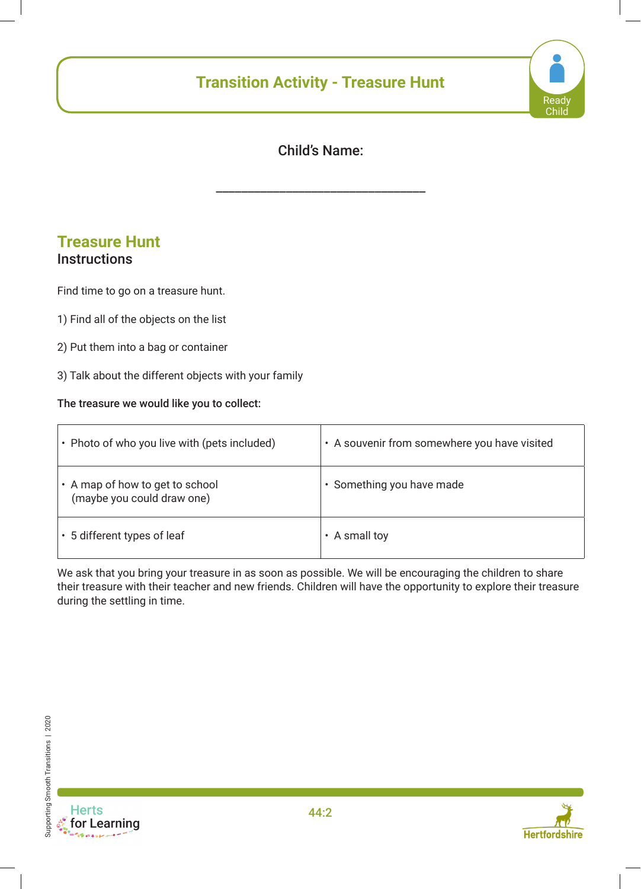# Transition Activity - Treasure Hunt

Child's Name:

\_\_\_\_\_\_\_\_\_\_\_\_\_\_\_\_\_\_\_\_\_\_\_\_\_\_\_\_\_\_\_\_\_\_

## Treasure Hunt

### Instructions

Find time to go on a treasure hunt.

1) Find all of the objects on the list

2) Put them into a bag or container

3) Talk about the different objects with your family

**The treasure we would like you to collect:**

| | |
|---|---|
| • Photo of who you live with (pets included) | • A souvenir from somewhere you have visited |
| • A map of how to get to school (maybe you could draw one) | • Something you have made |
| • 5 different types of leaf | • A small toy |

We ask that you bring your treasure in as soon as possible. We will be encouraging the children to share their treasure with their teacher and new friends. Children will have the opportunity to explore their treasure during the settling in time.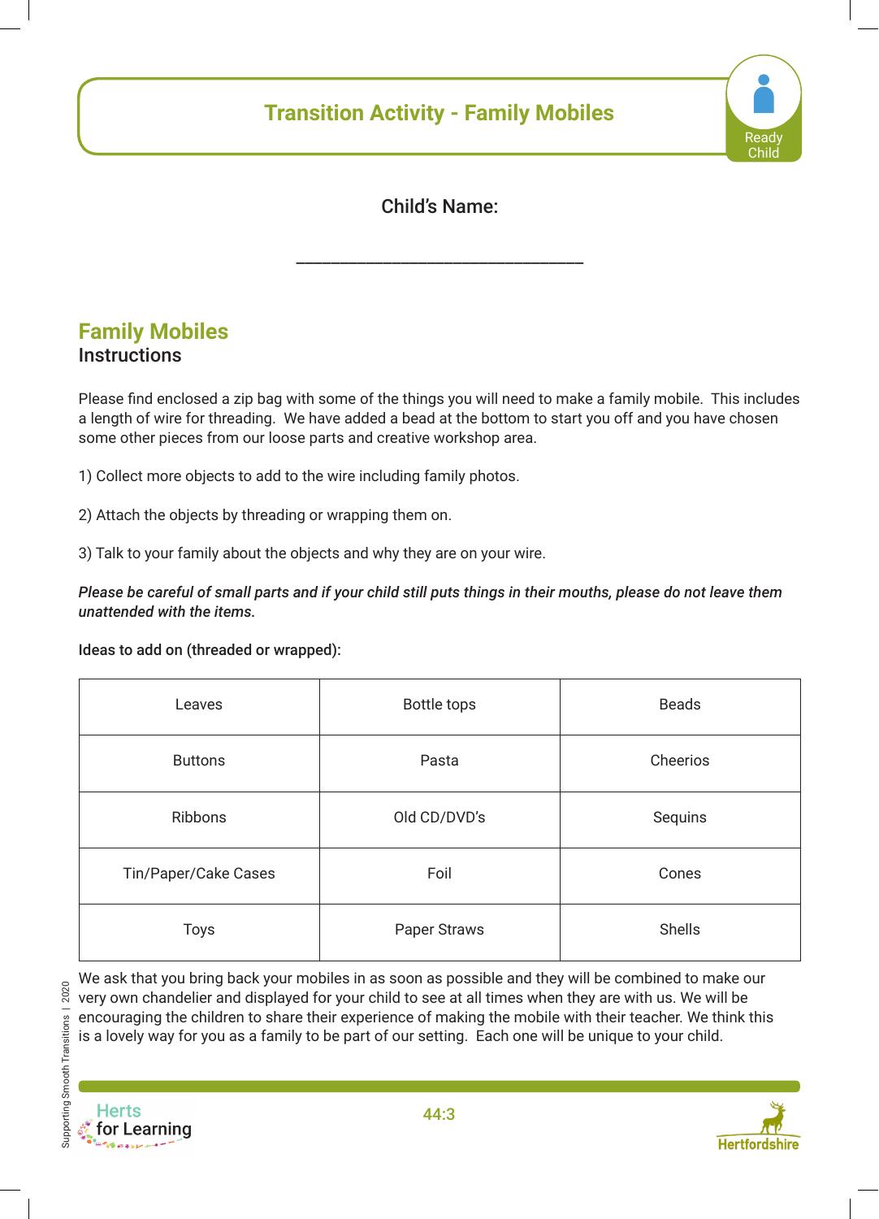# Transition Activity - Family Mobiles

Child's Name:

___________________________________

## Family Mobiles

### Instructions

Please find enclosed a zip bag with some of the things you will need to make a family mobile. This includes a length of wire for threading. We have added a bead at the bottom to start you off and you have chosen some other pieces from our loose parts and creative workshop area.

1) Collect more objects to add to the wire including family photos.

2) Attach the objects by threading or wrapping them on.

3) Talk to your family about the objects and why they are on your wire.

***Please be careful of small parts and if your child still puts things in their mouths, please do not leave them unattended with the items.***

Ideas to add on (threaded or wrapped):

| | | |
|---|---|---|
| Leaves | Bottle tops | Beads |
| Buttons | Pasta | Cheerios |
| Ribbons | Old CD/DVD's | Sequins |
| Tin/Paper/Cake Cases | Foil | Cones |
| Toys | Paper Straws | Shells |

We ask that you bring back your mobiles in as soon as possible and they will be combined to make our very own chandelier and displayed for your child to see at all times when they are with us. We will be encouraging the children to share their experience of making the mobile with their teacher. We think this is a lovely way for you as a family to be part of our setting. Each one will be unique to your child.